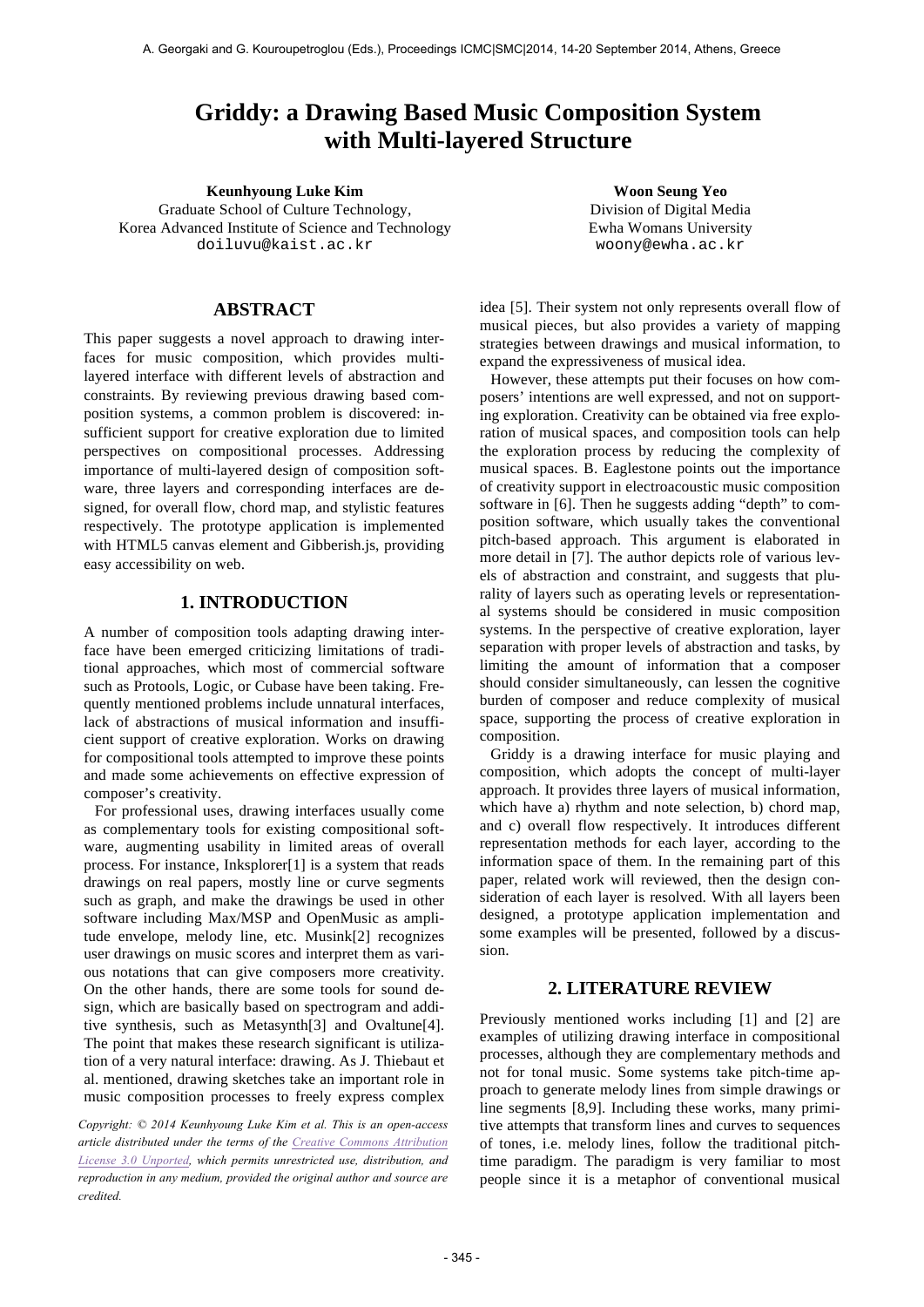# Griddy: a Drawing Based Music Composition System with Multi-layered Structure

**Keunhyoung Luke Kim**
Graduate School of Culture Technology,
Korea Advanced Institute of Science and Technology
doiluvu@kaist.ac.kr

**Woon Seung Yeo**
Division of Digital Media
Ewha Womans University
woony@ewha.ac.kr

## ABSTRACT

This paper suggests a novel approach to drawing interfaces for music composition, which provides multi-layered interface with different levels of abstraction and constraints. By reviewing previous drawing based composition systems, a common problem is discovered: insufficient support for creative exploration due to limited perspectives on compositional processes. Addressing importance of multi-layered design of composition software, three layers and corresponding interfaces are designed, for overall flow, chord map, and stylistic features respectively. The prototype application is implemented with HTML5 canvas element and Gibberish.js, providing easy accessibility on web.

## 1. INTRODUCTION

A number of composition tools adapting drawing interface have been emerged criticizing limitations of traditional approaches, which most of commercial software such as Protools, Logic, or Cubase have been taking. Frequently mentioned problems include unnatural interfaces, lack of abstractions of musical information and insufficient support of creative exploration. Works on drawing for compositional tools attempted to improve these points and made some achievements on effective expression of composer's creativity.

For professional uses, drawing interfaces usually come as complementary tools for existing compositional software, augmenting usability in limited areas of overall process. For instance, Inksplorer[1] is a system that reads drawings on real papers, mostly line or curve segments such as graph, and make the drawings be used in other software including Max/MSP and OpenMusic as amplitude envelope, melody line, etc. Musink[2] recognizes user drawings on music scores and interpret them as various notations that can give composers more creativity. On the other hands, there are some tools for sound design, which are basically based on spectrogram and additive synthesis, such as Metasynth[3] and Ovaltune[4]. The point that makes these research significant is utilization of a very natural interface: drawing. As J. Thiebaut et al. mentioned, drawing sketches take an important role in music composition processes to freely express complex idea [5]. Their system not only represents overall flow of musical pieces, but also provides a variety of mapping strategies between drawings and musical information, to expand the expressiveness of musical idea.

However, these attempts put their focuses on how composers' intentions are well expressed, and not on supporting exploration. Creativity can be obtained via free exploration of musical spaces, and composition tools can help the exploration process by reducing the complexity of musical spaces. B. Eaglestone points out the importance of creativity support in electroacoustic music composition software in [6]. Then he suggests adding "depth" to composition software, which usually takes the conventional pitch-based approach. This argument is elaborated in more detail in [7]. The author depicts role of various levels of abstraction and constraint, and suggests that plurality of layers such as operating levels or representational systems should be considered in music composition systems. In the perspective of creative exploration, layer separation with proper levels of abstraction and tasks, by limiting the amount of information that a composer should consider simultaneously, can lessen the cognitive burden of composer and reduce complexity of musical space, supporting the process of creative exploration in composition.

Griddy is a drawing interface for music playing and composition, which adopts the concept of multi-layer approach. It provides three layers of musical information, which have a) rhythm and note selection, b) chord map, and c) overall flow respectively. It introduces different representation methods for each layer, according to the information space of them. In the remaining part of this paper, related work will reviewed, then the design consideration of each layer is resolved. With all layers been designed, a prototype application implementation and some examples will be presented, followed by a discussion.

## 2. LITERATURE REVIEW

Previously mentioned works including [1] and [2] are examples of utilizing drawing interface in compositional processes, although they are complementary methods and not for tonal music. Some systems take pitch-time approach to generate melody lines from simple drawings or line segments [8,9]. Including these works, many primitive attempts that transform lines and curves to sequences of tones, i.e. melody lines, follow the traditional pitch-time paradigm. The paradigm is very familiar to most people since it is a metaphor of conventional musical

*Copyright: © 2014 Keunhyoung Luke Kim et al. This is an open-access article distributed under the terms of the Creative Commons Attribution License 3.0 Unported, which permits unrestricted use, distribution, and reproduction in any medium, provided the original author and source are credited.*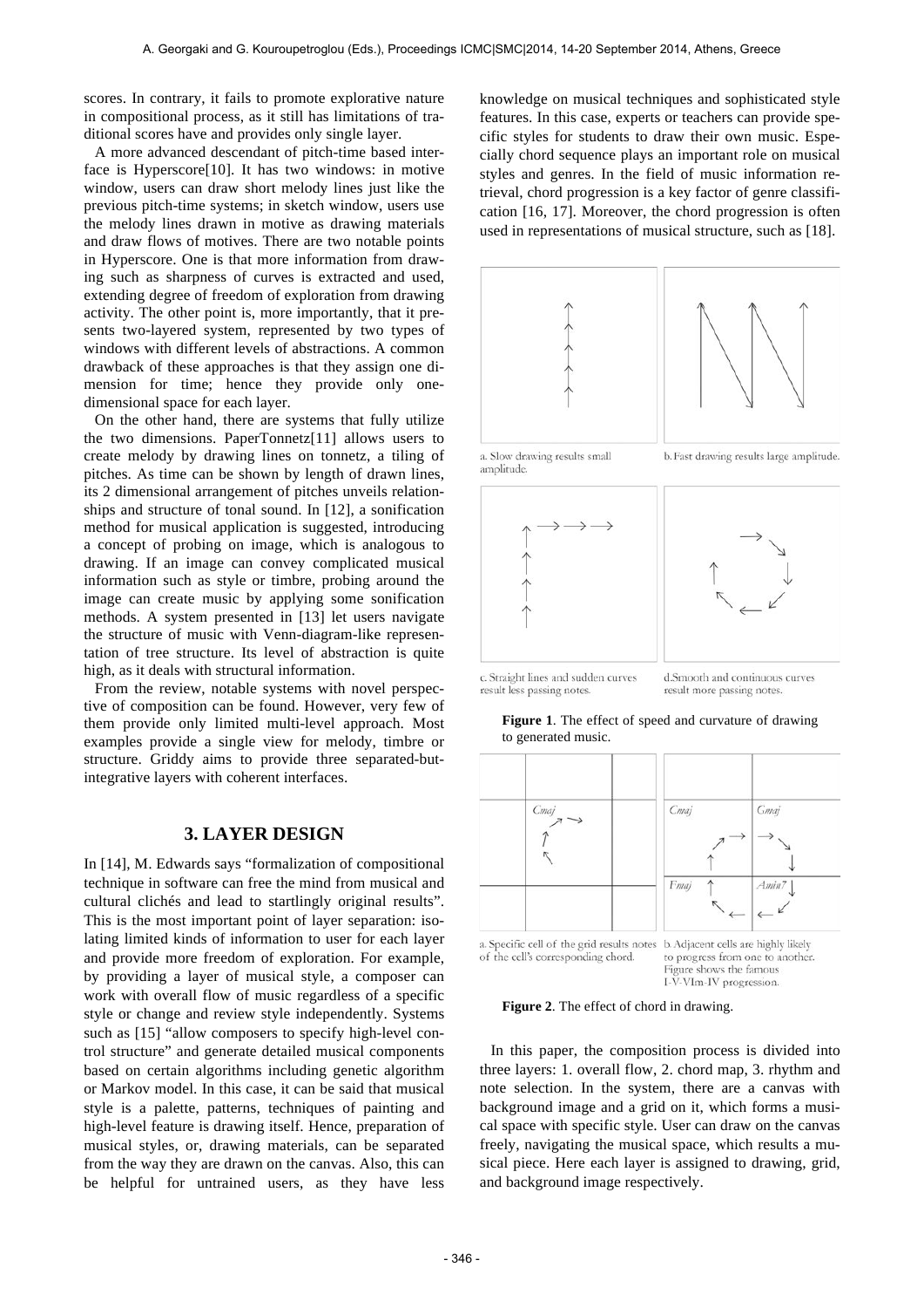scores. In contrary, it fails to promote explorative nature in compositional process, as it still has limitations of traditional scores have and provides only single layer.

A more advanced descendant of pitch-time based interface is Hyperscore[10]. It has two windows: in motive window, users can draw short melody lines just like the previous pitch-time systems; in sketch window, users use the melody lines drawn in motive as drawing materials and draw flows of motives. There are two notable points in Hyperscore. One is that more information from drawing such as sharpness of curves is extracted and used, extending degree of freedom of exploration from drawing activity. The other point is, more importantly, that it presents two-layered system, represented by two types of windows with different levels of abstractions. A common drawback of these approaches is that they assign one dimension for time; hence they provide only one-dimensional space for each layer.

On the other hand, there are systems that fully utilize the two dimensions. PaperTonnetz[11] allows users to create melody by drawing lines on tonnetz, a tiling of pitches. As time can be shown by length of drawn lines, its 2 dimensional arrangement of pitches unveils relationships and structure of tonal sound. In [12], a sonification method for musical application is suggested, introducing a concept of probing on image, which is analogous to drawing. If an image can convey complicated musical information such as style or timbre, probing around the image can create music by applying some sonification methods. A system presented in [13] let users navigate the structure of music with Venn-diagram-like representation of tree structure. Its level of abstraction is quite high, as it deals with structural information.

From the review, notable systems with novel perspective of composition can be found. However, very few of them provide only limited multi-level approach. Most examples provide a single view for melody, timbre or structure. Griddy aims to provide three separated-but-integrative layers with coherent interfaces.

## 3. LAYER DESIGN

In [14], M. Edwards says "formalization of compositional technique in software can free the mind from musical and cultural clichés and lead to startlingly original results". This is the most important point of layer separation: isolating limited kinds of information to user for each layer and provide more freedom of exploration. For example, by providing a layer of musical style, a composer can work with overall flow of music regardless of a specific style or change and review style independently. Systems such as [15] "allow composers to specify high-level control structure" and generate detailed musical components based on certain algorithms including genetic algorithm or Markov model. In this case, it can be said that musical style is a palette, patterns, techniques of painting and high-level feature is drawing itself. Hence, preparation of musical styles, or, drawing materials, can be separated from the way they are drawn on the canvas. Also, this can be helpful for untrained users, as they have less knowledge on musical techniques and sophisticated style features. In this case, experts or teachers can provide specific styles for students to draw their own music. Especially chord sequence plays an important role on musical styles and genres. In the field of music information retrieval, chord progression is a key factor of genre classification [16, 17]. Moreover, the chord progression is often used in representations of musical structure, such as [18].

a. Slow drawing results small amplitude.

b. Fast drawing results large amplitude.

c. Straight lines and sudden curves result less passing notes.

d. Smooth and continuous curves result more passing notes.

**Figure 1**. The effect of speed and curvature of drawing to generated music.

a. Specific cell of the grid results notes of the cell's corresponding chord.

b. Adjacent cells are highly likely to progress from one to another. Figure shows the famous I-V-VIm-IV progression.

**Figure 2**. The effect of chord in drawing.

In this paper, the composition process is divided into three layers: 1. overall flow, 2. chord map, 3. rhythm and note selection. In the system, there are a canvas with background image and a grid on it, which forms a musical space with specific style. User can draw on the canvas freely, navigating the musical space, which results a musical piece. Here each layer is assigned to drawing, grid, and background image respectively.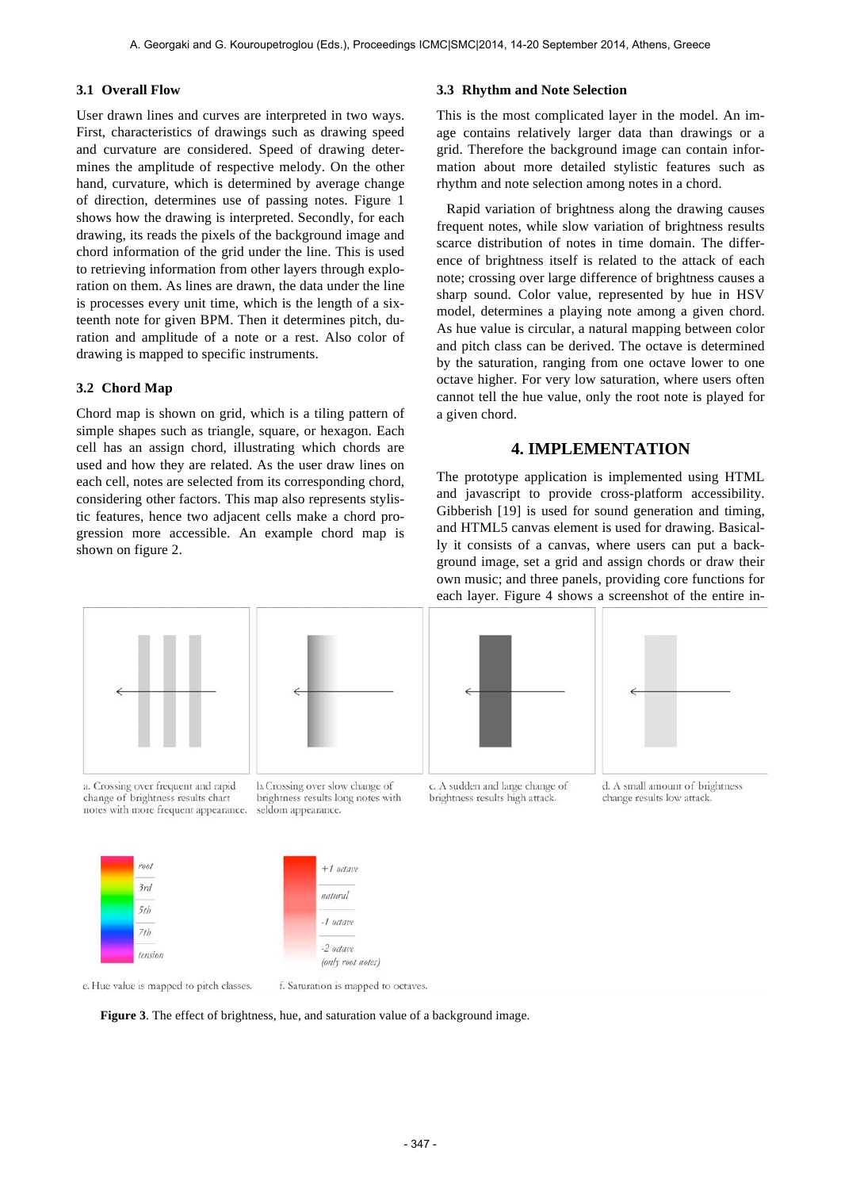### 3.1 Overall Flow

User drawn lines and curves are interpreted in two ways. First, characteristics of drawings such as drawing speed and curvature are considered. Speed of drawing determines the amplitude of respective melody. On the other hand, curvature, which is determined by average change of direction, determines use of passing notes. Figure 1 shows how the drawing is interpreted. Secondly, for each drawing, its reads the pixels of the background image and chord information of the grid under the line. This is used to retrieving information from other layers through exploration on them. As lines are drawn, the data under the line is processes every unit time, which is the length of a sixteenth note for given BPM. Then it determines pitch, duration and amplitude of a note or a rest. Also color of drawing is mapped to specific instruments.

### 3.2 Chord Map

Chord map is shown on grid, which is a tiling pattern of simple shapes such as triangle, square, or hexagon. Each cell has an assign chord, illustrating which chords are used and how they are related. As the user draw lines on each cell, notes are selected from its corresponding chord, considering other factors. This map also represents stylistic features, hence two adjacent cells make a chord progression more accessible. An example chord map is shown on figure 2.

### 3.3 Rhythm and Note Selection

This is the most complicated layer in the model. An image contains relatively larger data than drawings or a grid. Therefore the background image can contain information about more detailed stylistic features such as rhythm and note selection among notes in a chord.

Rapid variation of brightness along the drawing causes frequent notes, while slow variation of brightness results scarce distribution of notes in time domain. The difference of brightness itself is related to the attack of each note; crossing over large difference of brightness causes a sharp sound. Color value, represented by hue in HSV model, determines a playing note among a given chord. As hue value is circular, a natural mapping between color and pitch class can be derived. The octave is determined by the saturation, ranging from one octave lower to one octave higher. For very low saturation, where users often cannot tell the hue value, only the root note is played for a given chord.

## 4. IMPLEMENTATION

The prototype application is implemented using HTML and javascript to provide cross-platform accessibility. Gibberish [19] is used for sound generation and timing, and HTML5 canvas element is used for drawing. Basically it consists of a canvas, where users can put a background image, set a grid and assign chords or draw their own music; and three panels, providing core functions for each layer. Figure 4 shows a screenshot of the entire in-

a. Crossing over frequent and rapid change of brightness results chart notes with more frequent appearance.

b. Crossing over slow change of brightness results long notes with seldom appearance.

c. A sudden and large change of brightness results high attack.

d. A small amount of brightness change results low attack.

e. Hue value is mapped to pitch classes.

f. Saturation is mapped to octaves.

**Figure 3**. The effect of brightness, hue, and saturation value of a background image.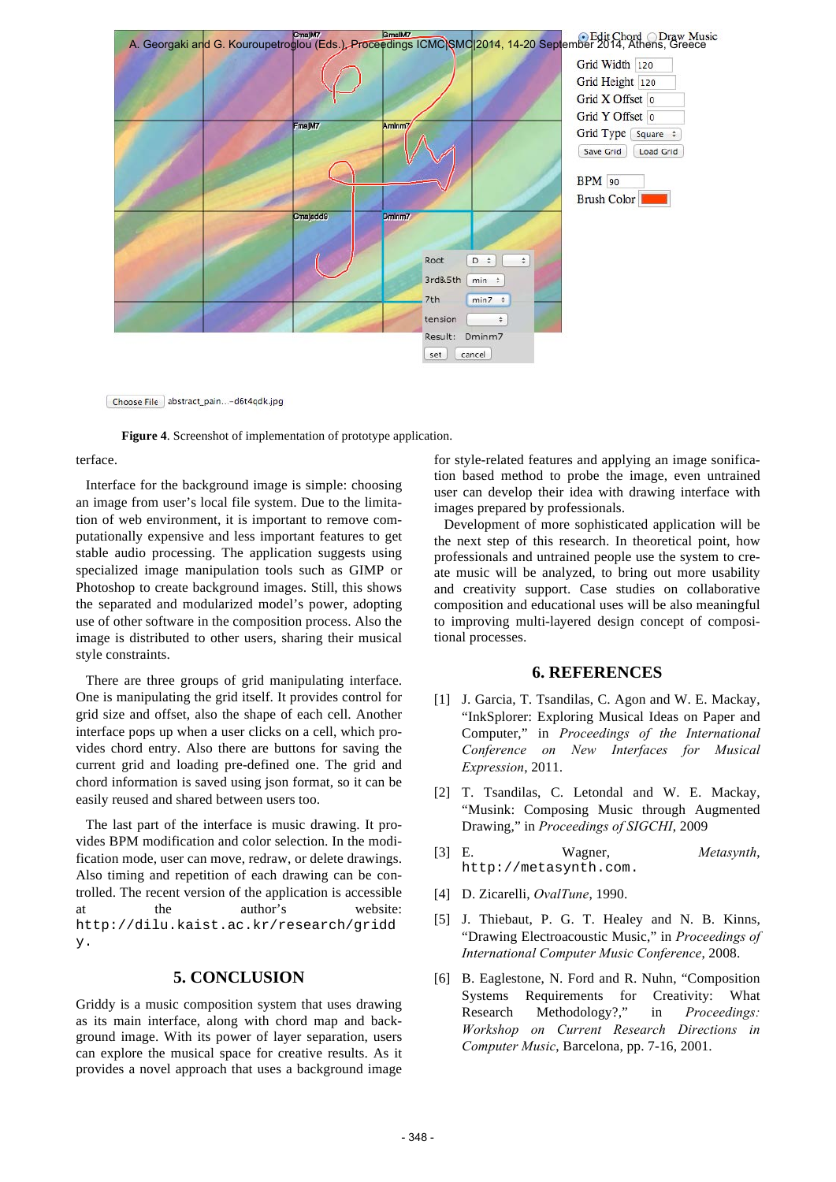**Figure 4**. Screenshot of implementation of prototype application.

terface.

Interface for the background image is simple: choosing an image from user's local file system. Due to the limitation of web environment, it is important to remove computationally expensive and less important features to get stable audio processing. The application suggests using specialized image manipulation tools such as GIMP or Photoshop to create background images. Still, this shows the separated and modularized model's power, adopting use of other software in the composition process. Also the image is distributed to other users, sharing their musical style constraints.

There are three groups of grid manipulating interface. One is manipulating the grid itself. It provides control for grid size and offset, also the shape of each cell. Another interface pops up when a user clicks on a cell, which provides chord entry. Also there are buttons for saving the current grid and loading pre-defined one. The grid and chord information is saved using json format, so it can be easily reused and shared between users too.

The last part of the interface is music drawing. It provides BPM modification and color selection. In the modification mode, user can move, redraw, or delete drawings. Also timing and repetition of each drawing can be controlled. The recent version of the application is accessible at the author's website: `http://dilu.kaist.ac.kr/research/griddy.`

## 5. CONCLUSION

Griddy is a music composition system that uses drawing as its main interface, along with chord map and background image. With its power of layer separation, users can explore the musical space for creative results. As it provides a novel approach that uses a background image for style-related features and applying an image sonification based method to probe the image, even untrained user can develop their idea with drawing interface with images prepared by professionals.

Development of more sophisticated application will be the next step of this research. In theoretical point, how professionals and untrained people use the system to create music will be analyzed, to bring out more usability and creativity support. Case studies on collaborative composition and educational uses will be also meaningful to improving multi-layered design concept of compositional processes.

## 6. REFERENCES

[1] J. Garcia, T. Tsandilas, C. Agon and W. E. Mackay, "InkSplorer: Exploring Musical Ideas on Paper and Computer," in *Proceedings of the International Conference on New Interfaces for Musical Expression*, 2011.

[2] T. Tsandilas, C. Letondal and W. E. Mackay, "Musink: Composing Music through Augmented Drawing," in *Proceedings of SIGCHI*, 2009

[3] E. Wagner, *Metasynth*, `http://metasynth.com.`

[4] D. Zicarelli, *OvalTune*, 1990.

[5] J. Thiebaut, P. G. T. Healey and N. B. Kinns, "Drawing Electroacoustic Music," in *Proceedings of International Computer Music Conference*, 2008.

[6] B. Eaglestone, N. Ford and R. Nuhn, "Composition Systems Requirements for Creativity: What Research Methodology?," in *Proceedings: Workshop on Current Research Directions in Computer Music*, Barcelona, pp. 7-16, 2001.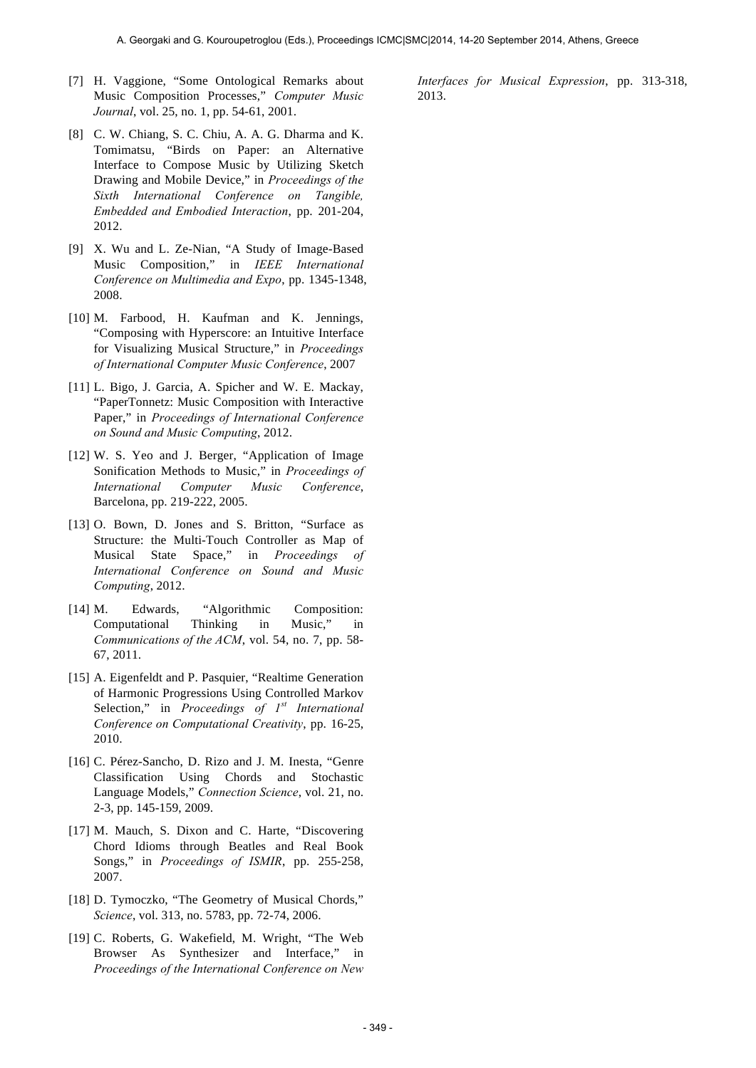[7] H. Vaggione, "Some Ontological Remarks about Music Composition Processes," *Computer Music Journal*, vol. 25, no. 1, pp. 54-61, 2001.

[8] C. W. Chiang, S. C. Chiu, A. A. G. Dharma and K. Tomimatsu, "Birds on Paper: an Alternative Interface to Compose Music by Utilizing Sketch Drawing and Mobile Device," in *Proceedings of the Sixth International Conference on Tangible, Embedded and Embodied Interaction*, pp. 201-204, 2012.

[9] X. Wu and L. Ze-Nian, "A Study of Image-Based Music Composition," in *IEEE International Conference on Multimedia and Expo*, pp. 1345-1348, 2008.

[10] M. Farbood, H. Kaufman and K. Jennings, "Composing with Hyperscore: an Intuitive Interface for Visualizing Musical Structure," in *Proceedings of International Computer Music Conference*, 2007

[11] L. Bigo, J. Garcia, A. Spicher and W. E. Mackay, "PaperTonnetz: Music Composition with Interactive Paper," in *Proceedings of International Conference on Sound and Music Computing*, 2012.

[12] W. S. Yeo and J. Berger, "Application of Image Sonification Methods to Music," in *Proceedings of International Computer Music Conference*, Barcelona, pp. 219-222, 2005.

[13] O. Bown, D. Jones and S. Britton, "Surface as Structure: the Multi-Touch Controller as Map of Musical State Space," in *Proceedings of International Conference on Sound and Music Computing*, 2012.

[14] M. Edwards, "Algorithmic Composition: Computational Thinking in Music," in *Communications of the ACM*, vol. 54, no. 7, pp. 58-67, 2011.

[15] A. Eigenfeldt and P. Pasquier, "Realtime Generation of Harmonic Progressions Using Controlled Markov Selection," in *Proceedings of 1st International Conference on Computational Creativity*, pp. 16-25, 2010.

[16] C. Pérez-Sancho, D. Rizo and J. M. Inesta, "Genre Classification Using Chords and Stochastic Language Models," *Connection Science*, vol. 21, no. 2-3, pp. 145-159, 2009.

[17] M. Mauch, S. Dixon and C. Harte, "Discovering Chord Idioms through Beatles and Real Book Songs," in *Proceedings of ISMIR*, pp. 255-258, 2007.

[18] D. Tymoczko, "The Geometry of Musical Chords," *Science*, vol. 313, no. 5783, pp. 72-74, 2006.

[19] C. Roberts, G. Wakefield, M. Wright, "The Web Browser As Synthesizer and Interface," in *Proceedings of the International Conference on New Interfaces for Musical Expression*, pp. 313-318, 2013.